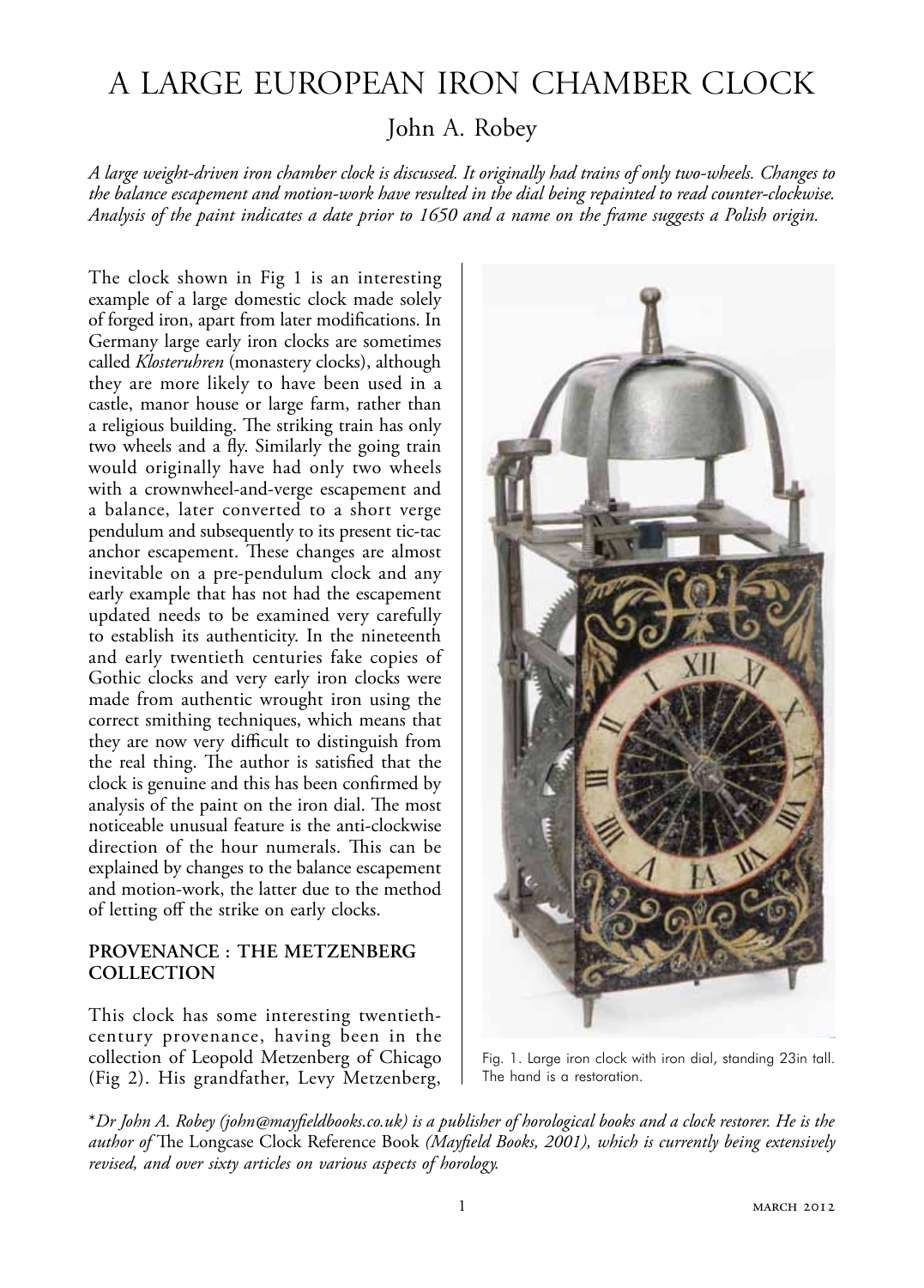# A LARGE EUROPEAN IRON CHAMBER CLOCK

## John A. Robey

*A large weight-driven iron chamber clock is discussed. It originally had trains of only two-wheels. Changes to the balance escapement and motion-work have resulted in the dial being repainted to read counter-clockwise. Analysis of the paint indicates a date prior to 1650 and a name on the frame suggests a Polish origin.*

The clock shown in Fig 1 is an interesting example of a large domestic clock made solely of forged iron, apart from later modifications. In Germany large early iron clocks are sometimes called *Klosteruhren* (monastery clocks), although they are more likely to have been used in a castle, manor house or large farm, rather than a religious building. The striking train has only two wheels and a fly. Similarly the going train would originally have had only two wheels with a crownwheel-and-verge escapement and a balance, later converted to a short verge pendulum and subsequently to its present tic-tac anchor escapement. These changes are almost inevitable on a pre-pendulum clock and any early example that has not had the escapement updated needs to be examined very carefully to establish its authenticity. In the nineteenth and early twentieth centuries fake copies of Gothic clocks and very early iron clocks were made from authentic wrought iron using the correct smithing techniques, which means that they are now very difficult to distinguish from the real thing. The author is satisfied that the clock is genuine and this has been confirmed by analysis of the paint on the iron dial. The most noticeable unusual feature is the anti-clockwise direction of the hour numerals. This can be explained by changes to the balance escapement and motion-work, the latter due to the method of letting off the strike on early clocks.

Fig. 1. Large iron clock with iron dial, standing 23in tall. The hand is a restoration.

### PROVENANCE : THE METZENBERG COLLECTION

This clock has some interesting twentieth-century provenance, having been in the collection of Leopold Metzenberg of Chicago (Fig 2). His grandfather, Levy Metzenberg,

\**Dr John A. Robey (john@mayfieldbooks.co.uk) is a publisher of horological books and a clock restorer. He is the author of* The Longcase Clock Reference Book *(Mayfield Books, 2001), which is currently being extensively revised, and over sixty articles on various aspects of horology.*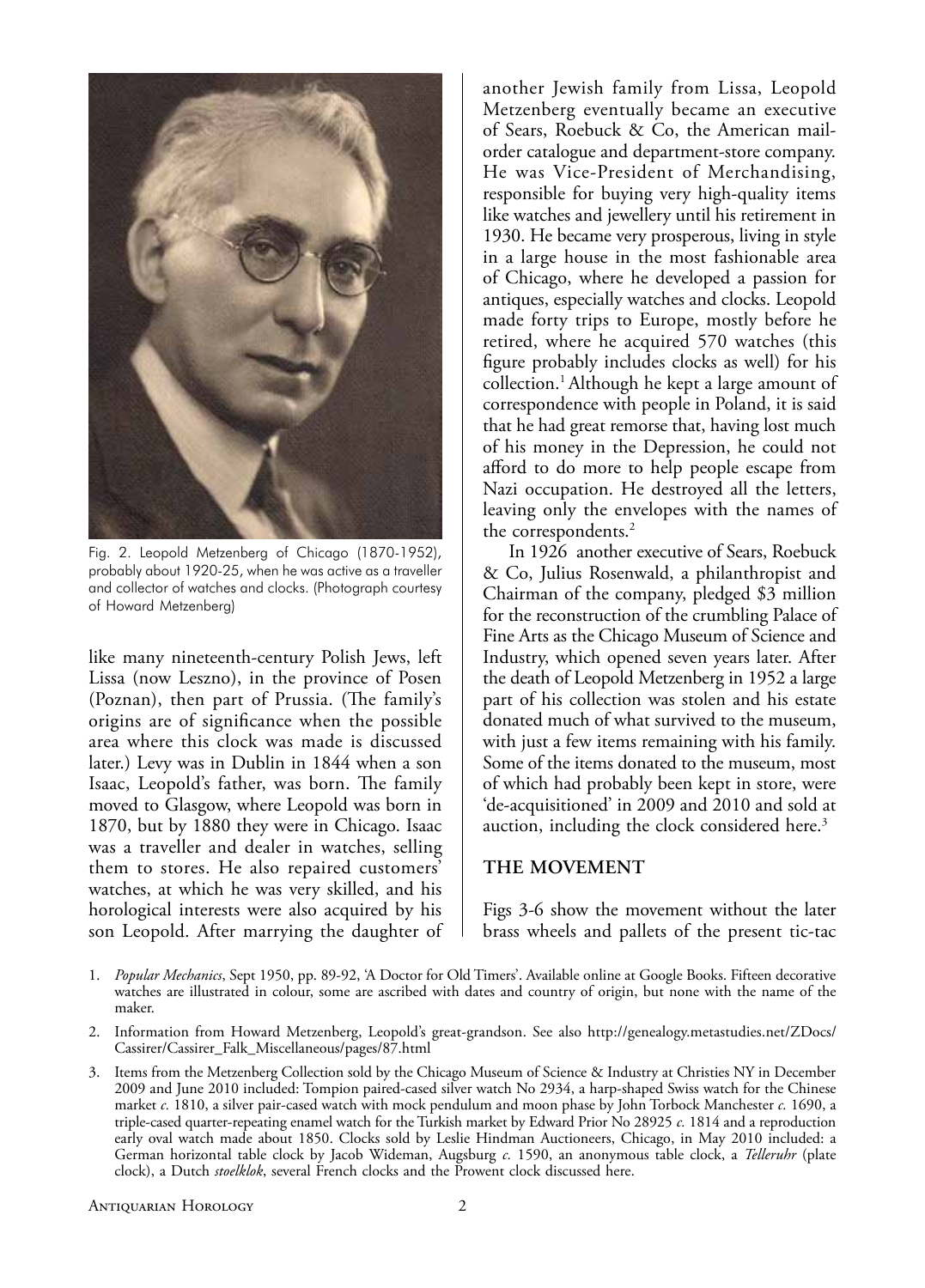Fig. 2. Leopold Metzenberg of Chicago (1870-1952), probably about 1920-25, when he was active as a traveller and collector of watches and clocks. (Photograph courtesy of Howard Metzenberg)

like many nineteenth-century Polish Jews, left Lissa (now Leszno), in the province of Posen (Poznan), then part of Prussia. (The family's origins are of significance when the possible area where this clock was made is discussed later.) Levy was in Dublin in 1844 when a son Isaac, Leopold's father, was born. The family moved to Glasgow, where Leopold was born in 1870, but by 1880 they were in Chicago. Isaac was a traveller and dealer in watches, selling them to stores. He also repaired customers' watches, at which he was very skilled, and his horological interests were also acquired by his son Leopold. After marrying the daughter of another Jewish family from Lissa, Leopold Metzenberg eventually became an executive of Sears, Roebuck & Co, the American mail-order catalogue and department-store company. He was Vice-President of Merchandising, responsible for buying very high-quality items like watches and jewellery until his retirement in 1930. He became very prosperous, living in style in a large house in the most fashionable area of Chicago, where he developed a passion for antiques, especially watches and clocks. Leopold made forty trips to Europe, mostly before he retired, where he acquired 570 watches (this figure probably includes clocks as well) for his collection.[1] Although he kept a large amount of correspondence with people in Poland, it is said that he had great remorse that, having lost much of his money in the Depression, he could not afford to do more to help people escape from Nazi occupation. He destroyed all the letters, leaving only the envelopes with the names of the correspondents.[2]

In 1926 another executive of Sears, Roebuck & Co, Julius Rosenwald, a philanthropist and Chairman of the company, pledged $3 million for the reconstruction of the crumbling Palace of Fine Arts as the Chicago Museum of Science and Industry, which opened seven years later. After the death of Leopold Metzenberg in 1952 a large part of his collection was stolen and his estate donated much of what survived to the museum, with just a few items remaining with his family. Some of the items donated to the museum, most of which had probably been kept in store, were 'de-acquisitioned' in 2009 and 2010 and sold at auction, including the clock considered here.[3]

## THE MOVEMENT

Figs 3-6 show the movement without the later brass wheels and pallets of the present tic-tac

1. *Popular Mechanics*, Sept 1950, pp. 89-92, 'A Doctor for Old Timers'. Available online at Google Books. Fifteen decorative watches are illustrated in colour, some are ascribed with dates and country of origin, but none with the name of the maker.

2. Information from Howard Metzenberg, Leopold's great-grandson. See also http://genealogy.metastudies.net/ZDocs/Cassirer/Cassirer_Falk_Miscellaneous/pages/87.html

3. Items from the Metzenberg Collection sold by the Chicago Museum of Science & Industry at Christies NY in December 2009 and June 2010 included: Tompion paired-cased silver watch No 2934, a harp-shaped Swiss watch for the Chinese market *c.* 1810, a silver pair-cased watch with mock pendulum and moon phase by John Torbock Manchester *c.* 1690, a triple-cased quarter-repeating enamel watch for the Turkish market by Edward Prior No 28925 *c.* 1814 and a reproduction early oval watch made about 1850. Clocks sold by Leslie Hindman Auctioneers, Chicago, in May 2010 included: a German horizontal table clock by Jacob Wideman, Augsburg *c.* 1590, an anonymous table clock, a *Telleruhr* (plate clock), a Dutch *stoelklok*, several French clocks and the Prowent clock discussed here.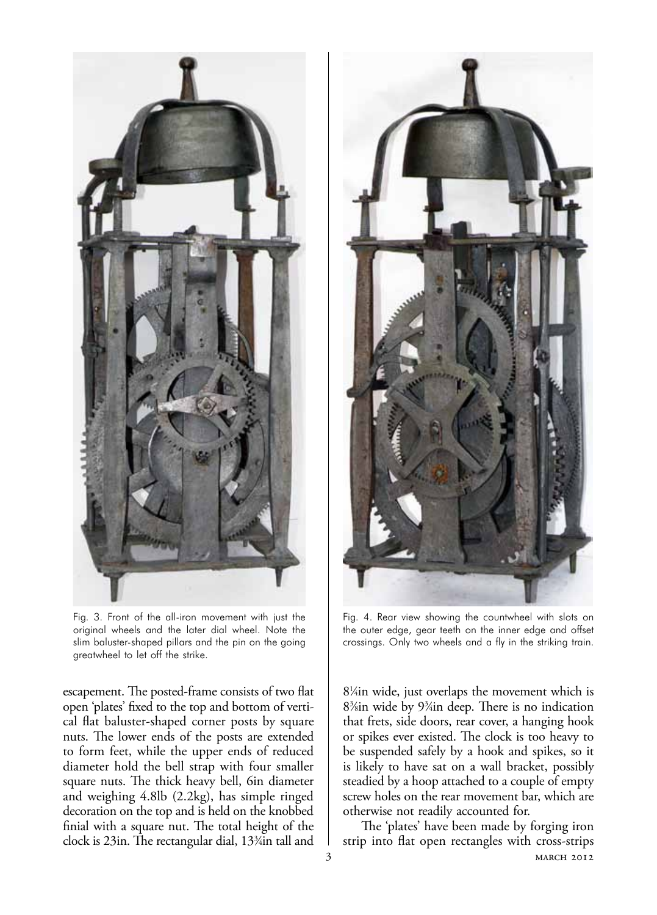Fig. 3. Front of the all-iron movement with just the original wheels and the later dial wheel. Note the slim baluster-shaped pillars and the pin on the going greatwheel to let off the strike.

Fig. 4. Rear view showing the countwheel with slots on the outer edge, gear teeth on the inner edge and offset crossings. Only two wheels and a fly in the striking train.

escapement. The posted-frame consists of two flat open 'plates' fixed to the top and bottom of vertical flat baluster-shaped corner posts by square nuts. The lower ends of the posts are extended to form feet, while the upper ends of reduced diameter hold the bell strap with four smaller square nuts. The thick heavy bell, 6in diameter and weighing 4.8lb (2.2kg), has simple ringed decoration on the top and is held on the knobbed finial with a square nut. The total height of the clock is 23in. The rectangular dial, 13¾in tall and 8¼in wide, just overlaps the movement which is 8⅜in wide by 9¾in deep. There is no indication that frets, side doors, rear cover, a hanging hook or spikes ever existed. The clock is too heavy to be suspended safely by a hook and spikes, so it is likely to have sat on a wall bracket, possibly steadied by a hoop attached to a couple of empty screw holes on the rear movement bar, which are otherwise not readily accounted for.

The 'plates' have been made by forging iron strip into flat open rectangles with cross-strips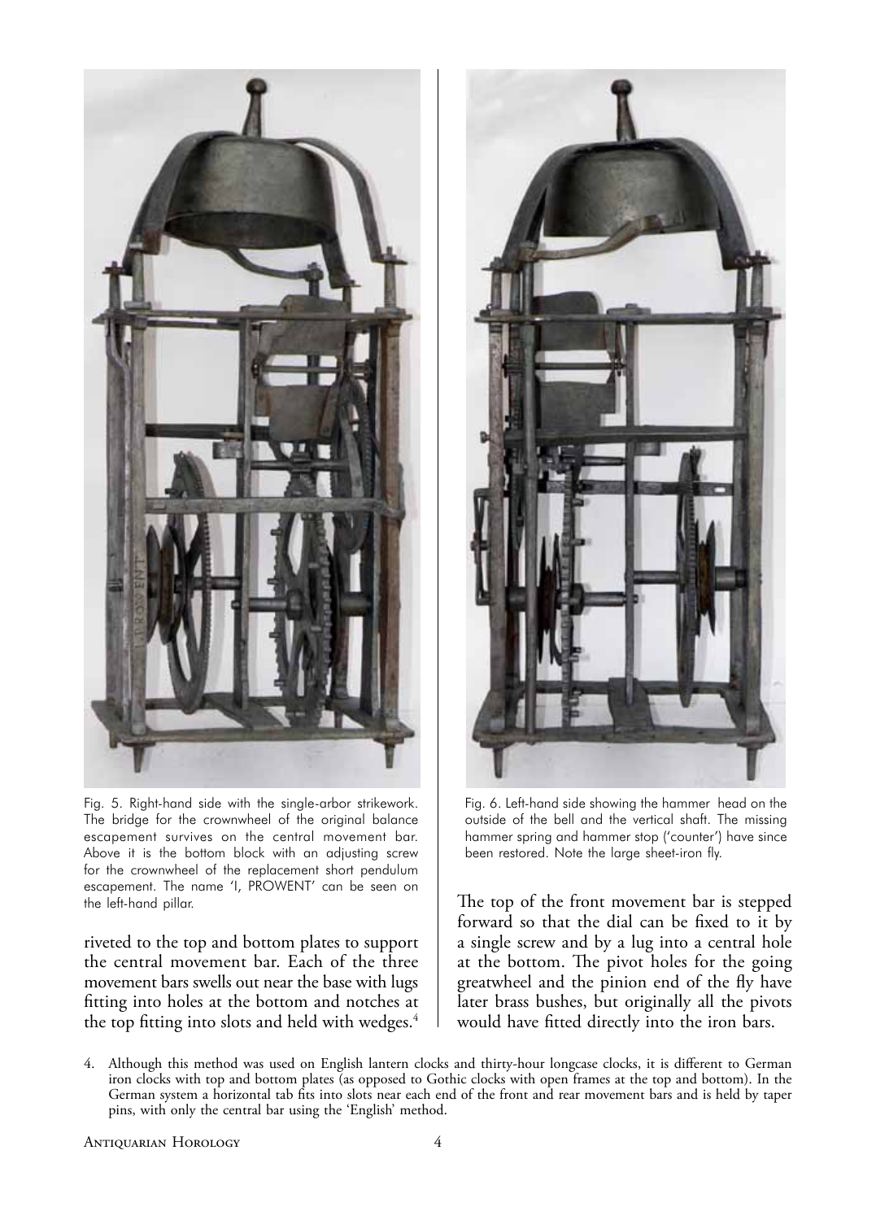Fig. 5. Right-hand side with the single-arbor strikework. The bridge for the crownwheel of the original balance escapement survives on the central movement bar. Above it is the bottom block with an adjusting screw for the crownwheel of the replacement short pendulum escapement. The name 'I, PROWENT' can be seen on the left-hand pillar.

Fig. 6. Left-hand side showing the hammer head on the outside of the bell and the vertical shaft. The missing hammer spring and hammer stop ('counter') have since been restored. Note the large sheet-iron fly.

riveted to the top and bottom plates to support the central movement bar. Each of the three movement bars swells out near the base with lugs fitting into holes at the bottom and notches at the top fitting into slots and held with wedges.[4]

The top of the front movement bar is stepped forward so that the dial can be fixed to it by a single screw and by a lug into a central hole at the bottom. The pivot holes for the going greatwheel and the pinion end of the fly have later brass bushes, but originally all the pivots would have fitted directly into the iron bars.

4. Although this method was used on English lantern clocks and thirty-hour longcase clocks, it is different to German iron clocks with top and bottom plates (as opposed to Gothic clocks with open frames at the top and bottom). In the German system a horizontal tab fits into slots near each end of the front and rear movement bars and is held by taper pins, with only the central bar using the 'English' method.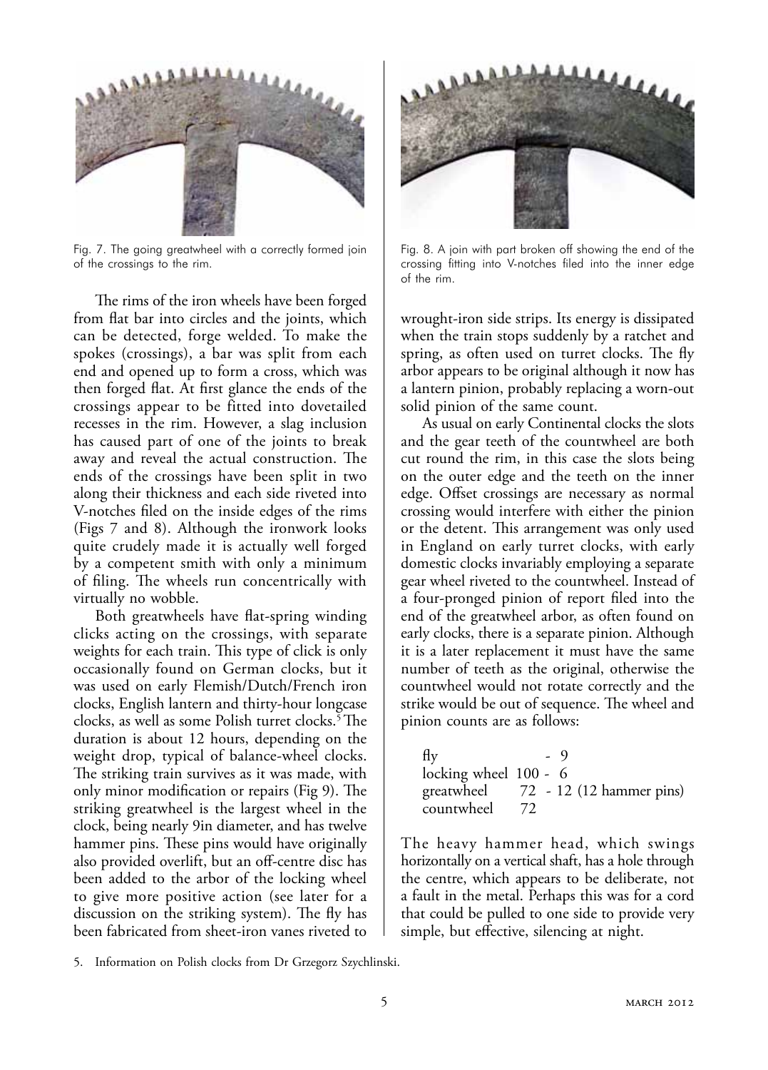Fig. 7. The going greatwheel with a correctly formed join of the crossings to the rim.

Fig. 8. A join with part broken off showing the end of the crossing fitting into V-notches filed into the inner edge of the rim.

The rims of the iron wheels have been forged from flat bar into circles and the joints, which can be detected, forge welded. To make the spokes (crossings), a bar was split from each end and opened up to form a cross, which was then forged flat. At first glance the ends of the crossings appear to be fitted into dovetailed recesses in the rim. However, a slag inclusion has caused part of one of the joints to break away and reveal the actual construction. The ends of the crossings have been split in two along their thickness and each side riveted into V-notches filed on the inside edges of the rims (Figs 7 and 8). Although the ironwork looks quite crudely made it is actually well forged by a competent smith with only a minimum of filing. The wheels run concentrically with virtually no wobble.

Both greatwheels have flat-spring winding clicks acting on the crossings, with separate weights for each train. This type of click is only occasionally found on German clocks, but it was used on early Flemish/Dutch/French iron clocks, English lantern and thirty-hour longcase clocks, as well as some Polish turret clocks.[5] The duration is about 12 hours, depending on the weight drop, typical of balance-wheel clocks. The striking train survives as it was made, with only minor modification or repairs (Fig 9). The striking greatwheel is the largest wheel in the clock, being nearly 9in diameter, and has twelve hammer pins. These pins would have originally also provided overlift, but an off-centre disc has been added to the arbor of the locking wheel to give more positive action (see later for a discussion on the striking system). The fly has been fabricated from sheet-iron vanes riveted to wrought-iron side strips. Its energy is dissipated when the train stops suddenly by a ratchet and spring, as often used on turret clocks. The fly arbor appears to be original although it now has a lantern pinion, probably replacing a worn-out solid pinion of the same count.

As usual on early Continental clocks the slots and the gear teeth of the countwheel are both cut round the rim, in this case the slots being on the outer edge and the teeth on the inner edge. Offset crossings are necessary as normal crossing would interfere with either the pinion or the detent. This arrangement was only used in England on early turret clocks, with early domestic clocks invariably employing a separate gear wheel riveted to the countwheel. Instead of a four-pronged pinion of report filed into the end of the greatwheel arbor, as often found on early clocks, there is a separate pinion. Although it is a later replacement it must have the same number of teeth as the original, otherwise the countwheel would not rotate correctly and the strike would be out of sequence. The wheel and pinion counts are as follows:

| | | |
|---|---|---|
| fly | | - 9 |
| locking wheel | 100 | - 6 |
| greatwheel | 72 | - 12 (12 hammer pins) |
| countwheel | 72 | |

The heavy hammer head, which swings horizontally on a vertical shaft, has a hole through the centre, which appears to be deliberate, not a fault in the metal. Perhaps this was for a cord that could be pulled to one side to provide very simple, but effective, silencing at night.

5. Information on Polish clocks from Dr Grzegorz Szychlinski.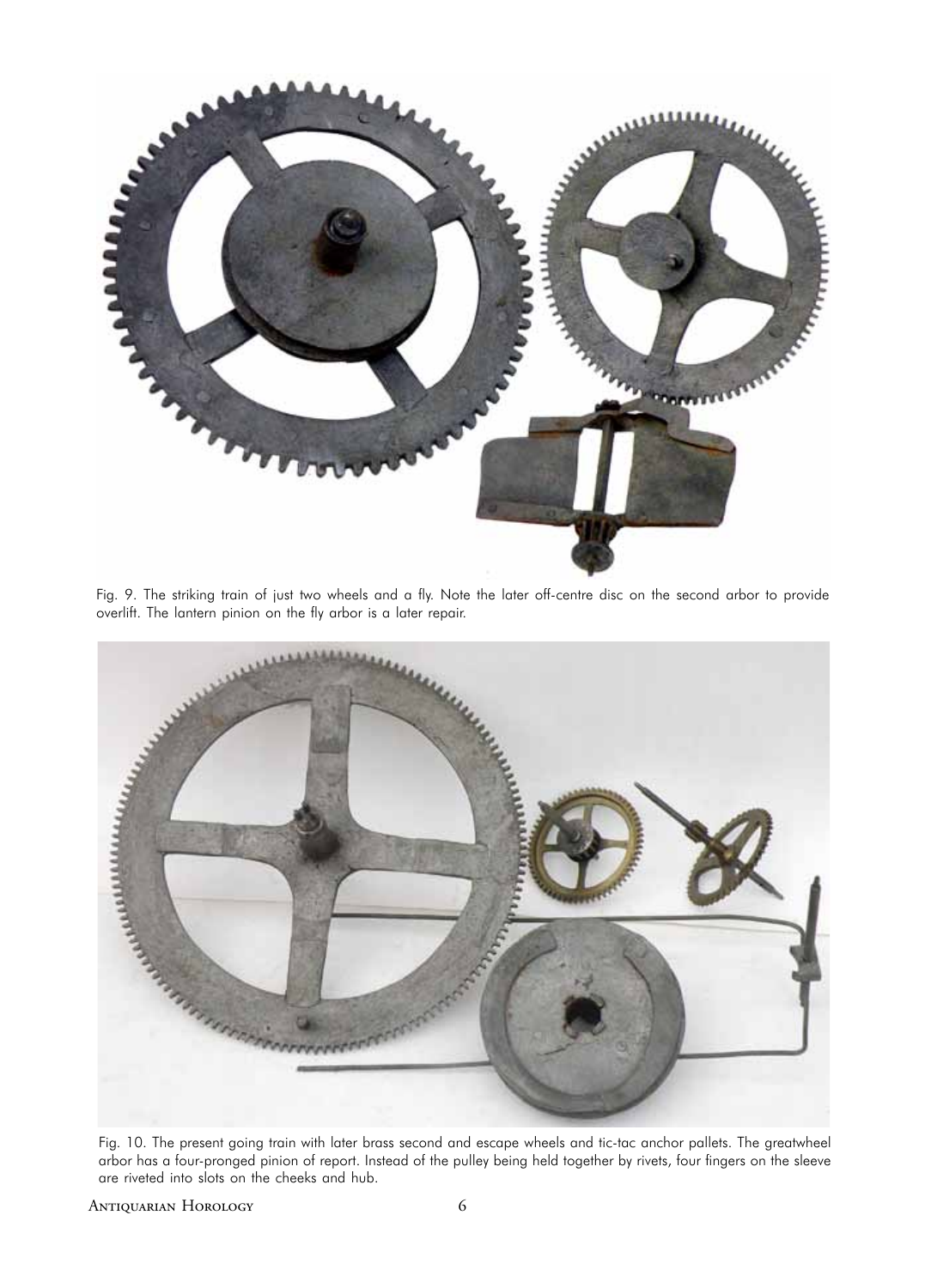Fig. 9. The striking train of just two wheels and a fly. Note the later off-centre disc on the second arbor to provide overlift. The lantern pinion on the fly arbor is a later repair.

Fig. 10. The present going train with later brass second and escape wheels and tic-tac anchor pallets. The greatwheel arbor has a four-pronged pinion of report. Instead of the pulley being held together by rivets, four fingers on the sleeve are riveted into slots on the cheeks and hub.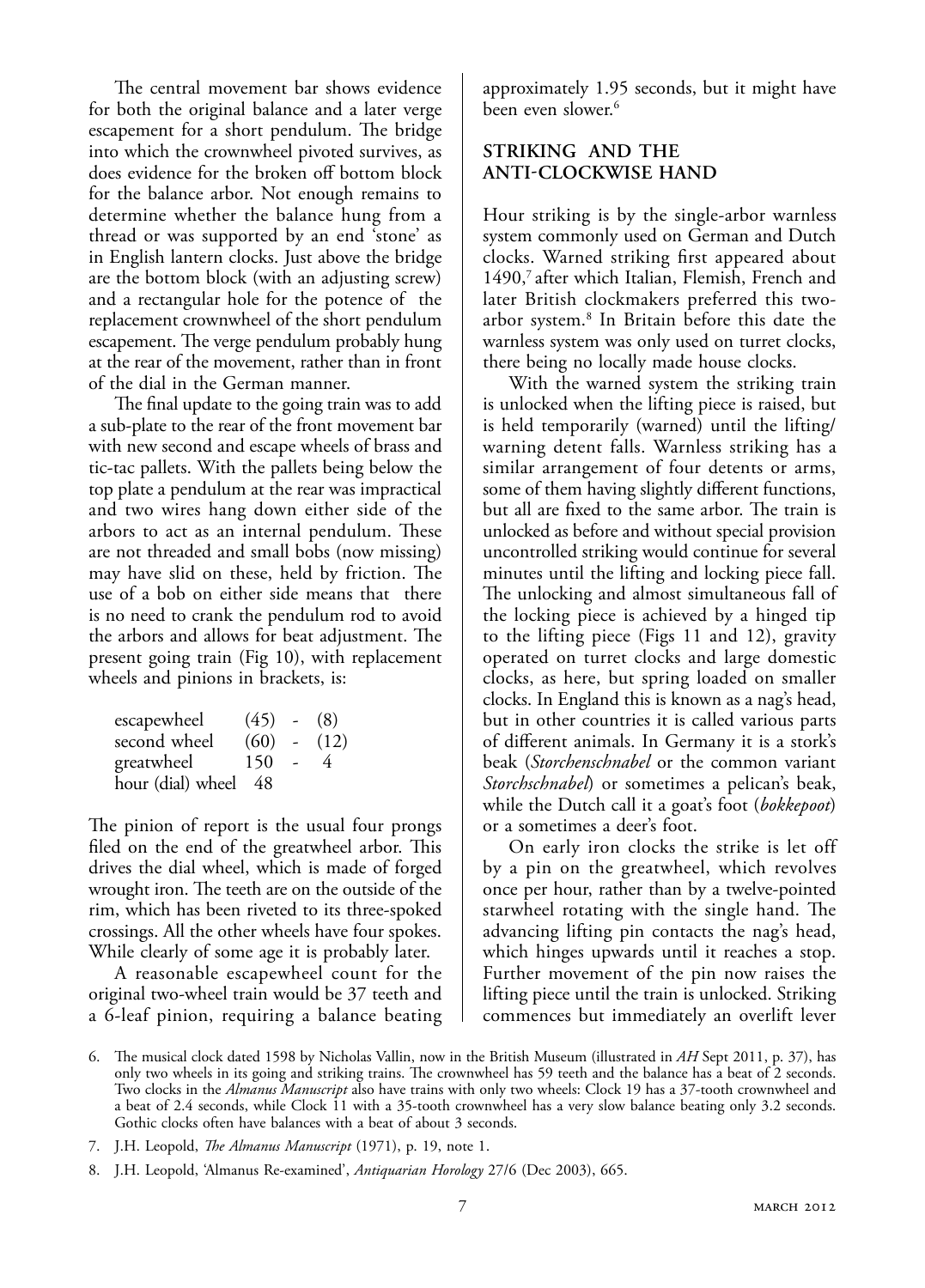The central movement bar shows evidence for both the original balance and a later verge escapement for a short pendulum. The bridge into which the crownwheel pivoted survives, as does evidence for the broken off bottom block for the balance arbor. Not enough remains to determine whether the balance hung from a thread or was supported by an end 'stone' as in English lantern clocks. Just above the bridge are the bottom block (with an adjusting screw) and a rectangular hole for the potence of the replacement crownwheel of the short pendulum escapement. The verge pendulum probably hung at the rear of the movement, rather than in front of the dial in the German manner.

The final update to the going train was to add a sub-plate to the rear of the front movement bar with new second and escape wheels of brass and tic-tac pallets. With the pallets being below the top plate a pendulum at the rear was impractical and two wires hang down either side of the arbors to act as an internal pendulum. These are not threaded and small bobs (now missing) may have slid on these, held by friction. The use of a bob on either side means that there is no need to crank the pendulum rod to avoid the arbors and allows for beat adjustment. The present going train (Fig 10), with replacement wheels and pinions in brackets, is:

| | | | |
|---|---|---|---|
| escapewheel | (45) | - | (8) |
| second wheel | (60) | - | (12) |
| greatwheel | 150 | - | 4 |
| hour (dial) wheel | 48 | | |

The pinion of report is the usual four prongs filed on the end of the greatwheel arbor. This drives the dial wheel, which is made of forged wrought iron. The teeth are on the outside of the rim, which has been riveted to its three-spoked crossings. All the other wheels have four spokes. While clearly of some age it is probably later.

A reasonable escapewheel count for the original two-wheel train would be 37 teeth and a 6-leaf pinion, requiring a balance beating approximately 1.95 seconds, but it might have been even slower.[6]

## STRIKING AND THE ANTI-CLOCKWISE HAND

Hour striking is by the single-arbor warnless system commonly used on German and Dutch clocks. Warned striking first appeared about 1490,[7] after which Italian, Flemish, French and later British clockmakers preferred this two-arbor system.[8] In Britain before this date the warnless system was only used on turret clocks, there being no locally made house clocks.

With the warned system the striking train is unlocked when the lifting piece is raised, but is held temporarily (warned) until the lifting/warning detent falls. Warnless striking has a similar arrangement of four detents or arms, some of them having slightly different functions, but all are fixed to the same arbor. The train is unlocked as before and without special provision uncontrolled striking would continue for several minutes until the lifting and locking piece fall. The unlocking and almost simultaneous fall of the locking piece is achieved by a hinged tip to the lifting piece (Figs 11 and 12), gravity operated on turret clocks and large domestic clocks, as here, but spring loaded on smaller clocks. In England this is known as a nag's head, but in other countries it is called various parts of different animals. In Germany it is a stork's beak (*Storchenschnabel* or the common variant *Storchschnabel*) or sometimes a pelican's beak, while the Dutch call it a goat's foot (*bokkepoot*) or a sometimes a deer's foot.

On early iron clocks the strike is let off by a pin on the greatwheel, which revolves once per hour, rather than by a twelve-pointed starwheel rotating with the single hand. The advancing lifting pin contacts the nag's head, which hinges upwards until it reaches a stop. Further movement of the pin now raises the lifting piece until the train is unlocked. Striking commences but immediately an overlift lever

6. The musical clock dated 1598 by Nicholas Vallin, now in the British Museum (illustrated in *AH* Sept 2011, p. 37), has only two wheels in its going and striking trains. The crownwheel has 59 teeth and the balance has a beat of 2 seconds. Two clocks in the *Almanus Manuscript* also have trains with only two wheels: Clock 19 has a 37-tooth crownwheel and a beat of 2.4 seconds, while Clock 11 with a 35-tooth crownwheel has a very slow balance beating only 3.2 seconds. Gothic clocks often have balances with a beat of about 3 seconds.

7. J.H. Leopold, *The Almanus Manuscript* (1971), p. 19, note 1.

8. J.H. Leopold, 'Almanus Re-examined', *Antiquarian Horology* 27/6 (Dec 2003), 665.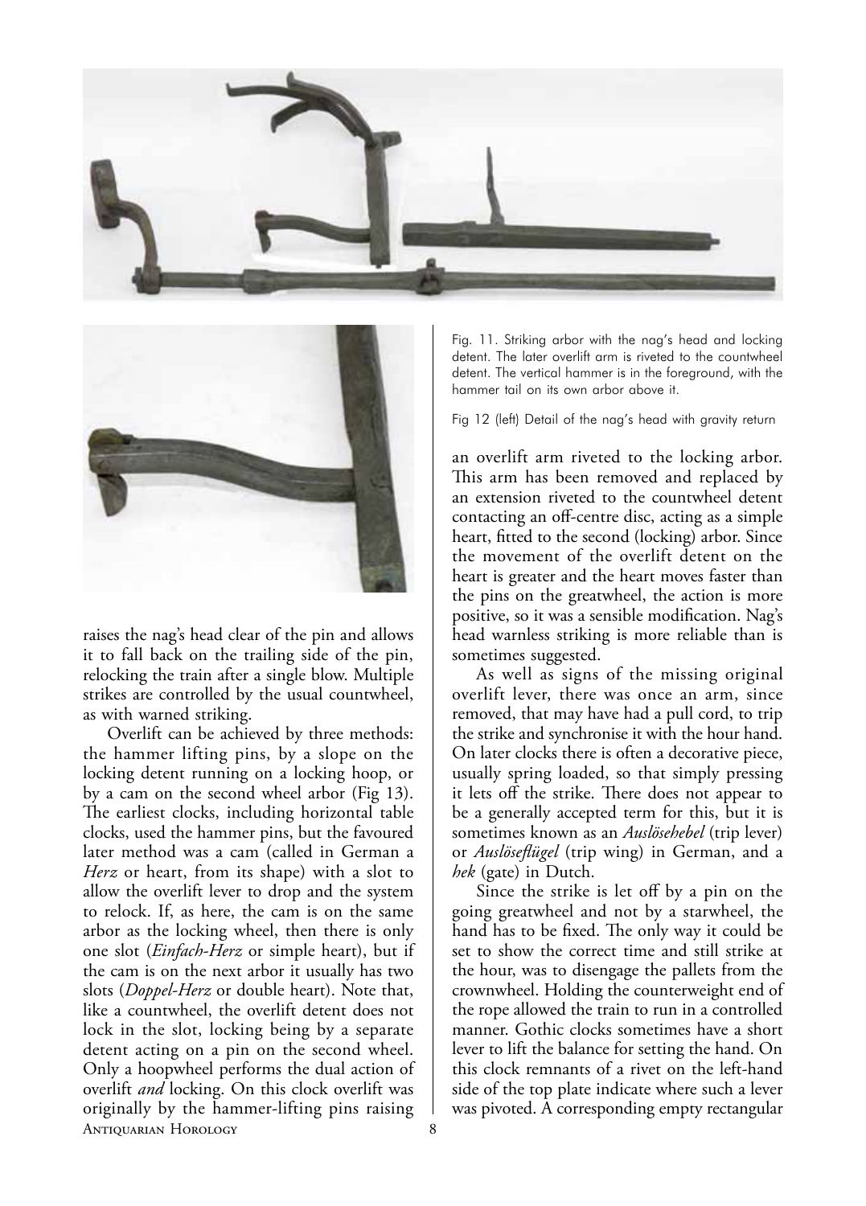Fig. 11. Striking arbor with the nag's head and locking detent. The later overlift arm is riveted to the countwheel detent. The vertical hammer is in the foreground, with the hammer tail on its own arbor above it.

Fig 12 (left) Detail of the nag's head with gravity return

raises the nag's head clear of the pin and allows it to fall back on the trailing side of the pin, relocking the train after a single blow. Multiple strikes are controlled by the usual countwheel, as with warned striking.

Overlift can be achieved by three methods: the hammer lifting pins, by a slope on the locking detent running on a locking hoop, or by a cam on the second wheel arbor (Fig 13). The earliest clocks, including horizontal table clocks, used the hammer pins, but the favoured later method was a cam (called in German a *Herz* or heart, from its shape) with a slot to allow the overlift lever to drop and the system to relock. If, as here, the cam is on the same arbor as the locking wheel, then there is only one slot (*Einfach-Herz* or simple heart), but if the cam is on the next arbor it usually has two slots (*Doppel-Herz* or double heart). Note that, like a countwheel, the overlift detent does not lock in the slot, locking being by a separate detent acting on a pin on the second wheel. Only a hoopwheel performs the dual action of overlift *and* locking. On this clock overlift was originally by the hammer-lifting pins raising an overlift arm riveted to the locking arbor. This arm has been removed and replaced by an extension riveted to the countwheel detent contacting an off-centre disc, acting as a simple heart, fitted to the second (locking) arbor. Since the movement of the overlift detent on the heart is greater and the heart moves faster than the pins on the greatwheel, the action is more positive, so it was a sensible modification. Nag's head warnless striking is more reliable than is sometimes suggested.

As well as signs of the missing original overlift lever, there was once an arm, since removed, that may have had a pull cord, to trip the strike and synchronise it with the hour hand. On later clocks there is often a decorative piece, usually spring loaded, so that simply pressing it lets off the strike. There does not appear to be a generally accepted term for this, but it is sometimes known as an *Auslösehebel* (trip lever) or *Auslöseflügel* (trip wing) in German, and a *hek* (gate) in Dutch.

Since the strike is let off by a pin on the going greatwheel and not by a starwheel, the hand has to be fixed. The only way it could be set to show the correct time and still strike at the hour, was to disengage the pallets from the crownwheel. Holding the counterweight end of the rope allowed the train to run in a controlled manner. Gothic clocks sometimes have a short lever to lift the balance for setting the hand. On this clock remnants of a rivet on the left-hand side of the top plate indicate where such a lever was pivoted. A corresponding empty rectangular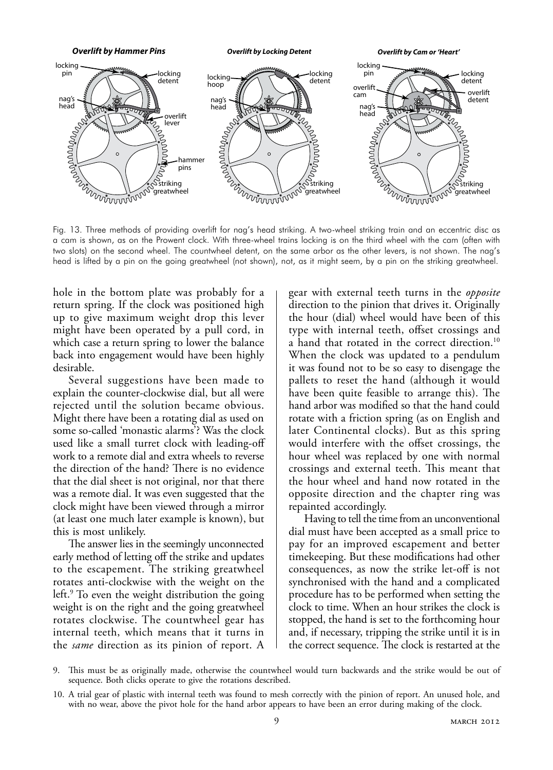Fig. 13. Three methods of providing overlift for nag's head striking. A two-wheel striking train and an eccentric disc as a cam is shown, as on the Prowent clock. With three-wheel trains locking is on the third wheel with the cam (often with two slots) on the second wheel. The countwheel detent, on the same arbor as the other levers, is not shown. The nag's head is lifted by a pin on the going greatwheel (not shown), not, as it might seem, by a pin on the striking greatwheel.

hole in the bottom plate was probably for a return spring. If the clock was positioned high up to give maximum weight drop this lever might have been operated by a pull cord, in which case a return spring to lower the balance back into engagement would have been highly desirable.

Several suggestions have been made to explain the counter-clockwise dial, but all were rejected until the solution became obvious. Might there have been a rotating dial as used on some so-called 'monastic alarms'? Was the clock used like a small turret clock with leading-off work to a remote dial and extra wheels to reverse the direction of the hand? There is no evidence that the dial sheet is not original, nor that there was a remote dial. It was even suggested that the clock might have been viewed through a mirror (at least one much later example is known), but this is most unlikely.

The answer lies in the seemingly unconnected early method of letting off the strike and updates to the escapement. The striking greatwheel rotates anti-clockwise with the weight on the left.[9] To even the weight distribution the going weight is on the right and the going greatwheel rotates clockwise. The countwheel gear has internal teeth, which means that it turns in the *same* direction as its pinion of report. A gear with external teeth turns in the *opposite* direction to the pinion that drives it. Originally the hour (dial) wheel would have been of this type with internal teeth, offset crossings and a hand that rotated in the correct direction.[10] When the clock was updated to a pendulum it was found not to be so easy to disengage the pallets to reset the hand (although it would have been quite feasible to arrange this). The hand arbor was modified so that the hand could rotate with a friction spring (as on English and later Continental clocks). But as this spring would interfere with the offset crossings, the hour wheel was replaced by one with normal crossings and external teeth. This meant that the hour wheel and hand now rotated in the opposite direction and the chapter ring was repainted accordingly.

Having to tell the time from an unconventional dial must have been accepted as a small price to pay for an improved escapement and better timekeeping. But these modifications had other consequences, as now the strike let-off is not synchronised with the hand and a complicated procedure has to be performed when setting the clock to time. When an hour strikes the clock is stopped, the hand is set to the forthcoming hour and, if necessary, tripping the strike until it is in the correct sequence. The clock is restarted at the

9. This must be as originally made, otherwise the countwheel would turn backwards and the strike would be out of sequence. Both clicks operate to give the rotations described.

10. A trial gear of plastic with internal teeth was found to mesh correctly with the pinion of report. An unused hole, and with no wear, above the pivot hole for the hand arbor appears to have been an error during making of the clock.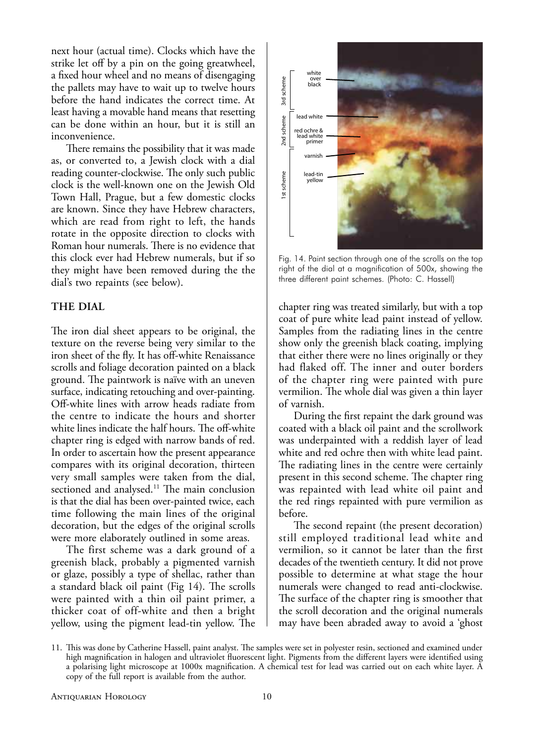next hour (actual time). Clocks which have the strike let off by a pin on the going greatwheel, a fixed hour wheel and no means of disengaging the pallets may have to wait up to twelve hours before the hand indicates the correct time. At least having a movable hand means that resetting can be done within an hour, but it is still an inconvenience.

There remains the possibility that it was made as, or converted to, a Jewish clock with a dial reading counter-clockwise. The only such public clock is the well-known one on the Jewish Old Town Hall, Prague, but a few domestic clocks are known. Since they have Hebrew characters, which are read from right to left, the hands rotate in the opposite direction to clocks with Roman hour numerals. There is no evidence that this clock ever had Hebrew numerals, but if so they might have been removed during the the dial's two repaints (see below).

## THE DIAL

The iron dial sheet appears to be original, the texture on the reverse being very similar to the iron sheet of the fly. It has off-white Renaissance scrolls and foliage decoration painted on a black ground. The paintwork is naïve with an uneven surface, indicating retouching and over-painting. Off-white lines with arrow heads radiate from the centre to indicate the hours and shorter white lines indicate the half hours. The off-white chapter ring is edged with narrow bands of red. In order to ascertain how the present appearance compares with its original decoration, thirteen very small samples were taken from the dial, sectioned and analysed.[11] The main conclusion is that the dial has been over-painted twice, each time following the main lines of the original decoration, but the edges of the original scrolls were more elaborately outlined in some areas.

The first scheme was a dark ground of a greenish black, probably a pigmented varnish or glaze, possibly a type of shellac, rather than a standard black oil paint (Fig 14). The scrolls were painted with a thin oil paint primer, a thicker coat of off-white and then a bright yellow, using the pigment lead-tin yellow. The chapter ring was treated similarly, but with a top coat of pure white lead paint instead of yellow. Samples from the radiating lines in the centre show only the greenish black coating, implying that either there were no lines originally or they had flaked off. The inner and outer borders of the chapter ring were painted with pure vermilion. The whole dial was given a thin layer of varnish.

Fig. 14. Paint section through one of the scrolls on the top right of the dial at a magnification of 500x, showing the three different paint schemes. (Photo: C. Hassell)

During the first repaint the dark ground was coated with a black oil paint and the scrollwork was underpainted with a reddish layer of lead white and red ochre then with white lead paint. The radiating lines in the centre were certainly present in this second scheme. The chapter ring was repainted with lead white oil paint and the red rings repainted with pure vermilion as before.

The second repaint (the present decoration) still employed traditional lead white and vermilion, so it cannot be later than the first decades of the twentieth century. It did not prove possible to determine at what stage the hour numerals were changed to read anti-clockwise. The surface of the chapter ring is smoother that the scroll decoration and the original numerals may have been abraded away to avoid a 'ghost

11. This was done by Catherine Hassell, paint analyst. The samples were set in polyester resin, sectioned and examined under high magnification in halogen and ultraviolet fluorescent light. Pigments from the different layers were identified using a polarising light microscope at 1000x magnification. A chemical test for lead was carried out on each white layer. A copy of the full report is available from the author.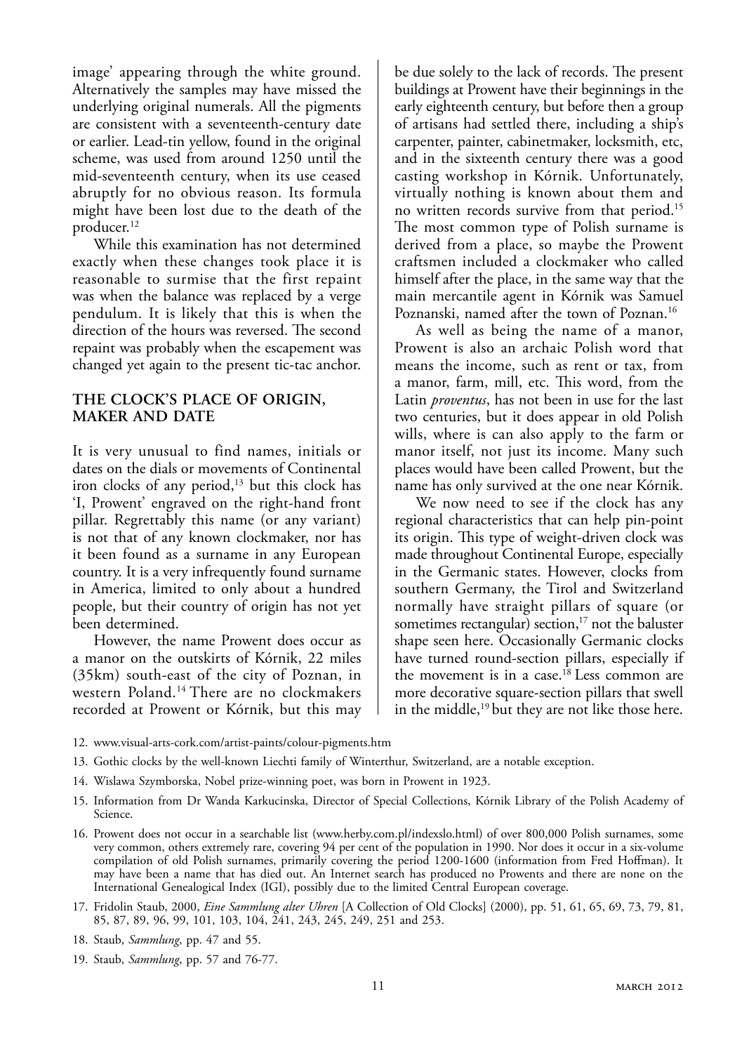image' appearing through the white ground. Alternatively the samples may have missed the underlying original numerals. All the pigments are consistent with a seventeenth-century date or earlier. Lead-tin yellow, found in the original scheme, was used from around 1250 until the mid-seventeenth century, when its use ceased abruptly for no obvious reason. Its formula might have been lost due to the death of the producer.[12]

While this examination has not determined exactly when these changes took place it is reasonable to surmise that the first repaint was when the balance was replaced by a verge pendulum. It is likely that this is when the direction of the hours was reversed. The second repaint was probably when the escapement was changed yet again to the present tic-tac anchor.

## THE CLOCK'S PLACE OF ORIGIN, MAKER AND DATE

It is very unusual to find names, initials or dates on the dials or movements of Continental iron clocks of any period,[13] but this clock has 'I, Prowent' engraved on the right-hand front pillar. Regrettably this name (or any variant) is not that of any known clockmaker, nor has it been found as a surname in any European country. It is a very infrequently found surname in America, limited to only about a hundred people, but their country of origin has not yet been determined.

However, the name Prowent does occur as a manor on the outskirts of Kórnik, 22 miles (35km) south-east of the city of Poznan, in western Poland.[14] There are no clockmakers recorded at Prowent or Kórnik, but this may be due solely to the lack of records. The present buildings at Prowent have their beginnings in the early eighteenth century, but before then a group of artisans had settled there, including a ship's carpenter, painter, cabinetmaker, locksmith, etc, and in the sixteenth century there was a good casting workshop in Kórnik. Unfortunately, virtually nothing is known about them and no written records survive from that period.[15] The most common type of Polish surname is derived from a place, so maybe the Prowent craftsmen included a clockmaker who called himself after the place, in the same way that the main mercantile agent in Kórnik was Samuel Poznanski, named after the town of Poznan.[16]

As well as being the name of a manor, Prowent is also an archaic Polish word that means the income, such as rent or tax, from a manor, farm, mill, etc. This word, from the Latin *proventus*, has not been in use for the last two centuries, but it does appear in old Polish wills, where is can also apply to the farm or manor itself, not just its income. Many such places would have been called Prowent, but the name has only survived at the one near Kórnik.

We now need to see if the clock has any regional characteristics that can help pin-point its origin. This type of weight-driven clock was made throughout Continental Europe, especially in the Germanic states. However, clocks from southern Germany, the Tirol and Switzerland normally have straight pillars of square (or sometimes rectangular) section,[17] not the baluster shape seen here. Occasionally Germanic clocks have turned round-section pillars, especially if the movement is in a case.[18] Less common are more decorative square-section pillars that swell in the middle,[19] but they are not like those here.

12. www.visual-arts-cork.com/artist-paints/colour-pigments.htm
13. Gothic clocks by the well-known Liechti family of Winterthur, Switzerland, are a notable exception.
14. Wislawa Szymborska, Nobel prize-winning poet, was born in Prowent in 1923.
15. Information from Dr Wanda Karkucinska, Director of Special Collections, Kórnik Library of the Polish Academy of Science.
16. Prowent does not occur in a searchable list (www.herby.com.pl/indexslo.html) of over 800,000 Polish surnames, some very common, others extremely rare, covering 94 per cent of the population in 1990. Nor does it occur in a six-volume compilation of old Polish surnames, primarily covering the period 1200-1600 (information from Fred Hoffman). It may have been a name that has died out. An Internet search has produced no Prowents and there are none on the International Genealogical Index (IGI), possibly due to the limited Central European coverage.
17. Fridolin Staub, 2000, *Eine Sammlung alter Uhren* [A Collection of Old Clocks] (2000), pp. 51, 61, 65, 69, 73, 79, 81, 85, 87, 89, 96, 99, 101, 103, 104, 241, 243, 245, 249, 251 and 253.
18. Staub, *Sammlung*, pp. 47 and 55.
19. Staub, *Sammlung*, pp. 57 and 76-77.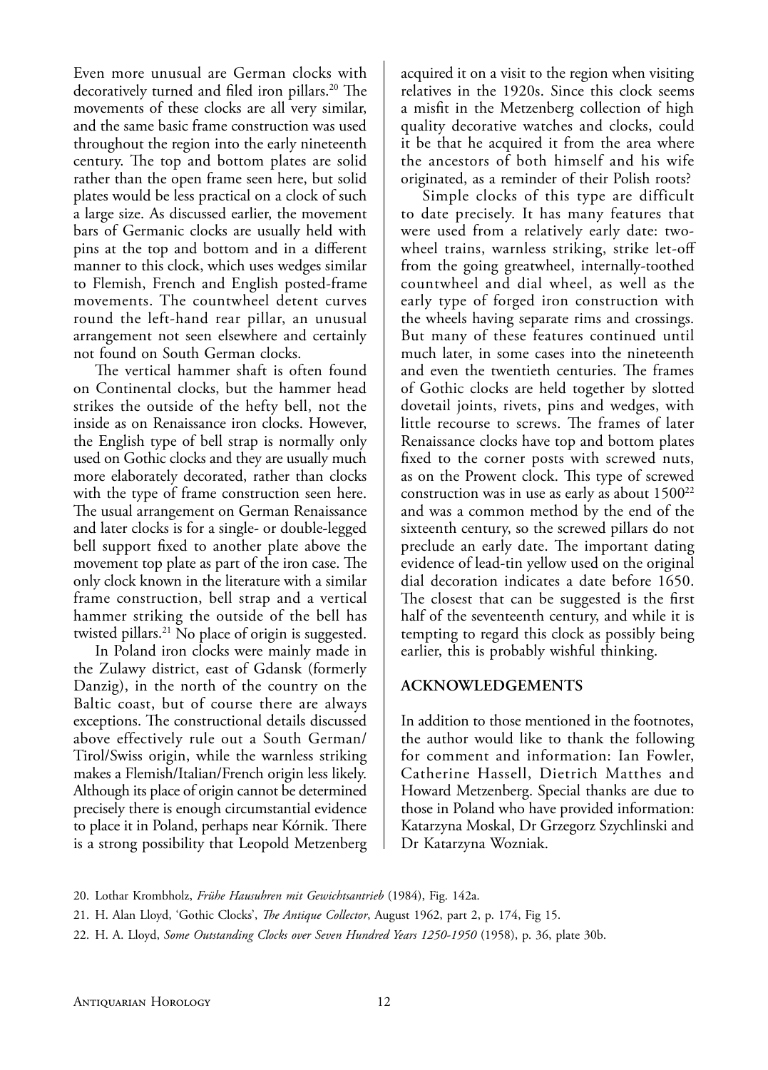Even more unusual are German clocks with decoratively turned and filed iron pillars.[20] The movements of these clocks are all very similar, and the same basic frame construction was used throughout the region into the early nineteenth century. The top and bottom plates are solid rather than the open frame seen here, but solid plates would be less practical on a clock of such a large size. As discussed earlier, the movement bars of Germanic clocks are usually held with pins at the top and bottom and in a different manner to this clock, which uses wedges similar to Flemish, French and English posted-frame movements. The countwheel detent curves round the left-hand rear pillar, an unusual arrangement not seen elsewhere and certainly not found on South German clocks.

The vertical hammer shaft is often found on Continental clocks, but the hammer head strikes the outside of the hefty bell, not the inside as on Renaissance iron clocks. However, the English type of bell strap is normally only used on Gothic clocks and they are usually much more elaborately decorated, rather than clocks with the type of frame construction seen here. The usual arrangement on German Renaissance and later clocks is for a single- or double-legged bell support fixed to another plate above the movement top plate as part of the iron case. The only clock known in the literature with a similar frame construction, bell strap and a vertical hammer striking the outside of the bell has twisted pillars.[21] No place of origin is suggested.

In Poland iron clocks were mainly made in the Zulawy district, east of Gdansk (formerly Danzig), in the north of the country on the Baltic coast, but of course there are always exceptions. The constructional details discussed above effectively rule out a South German/Tirol/Swiss origin, while the warnless striking makes a Flemish/Italian/French origin less likely. Although its place of origin cannot be determined precisely there is enough circumstantial evidence to place it in Poland, perhaps near Kórnik. There is a strong possibility that Leopold Metzenberg acquired it on a visit to the region when visiting relatives in the 1920s. Since this clock seems a misfit in the Metzenberg collection of high quality decorative watches and clocks, could it be that he acquired it from the area where the ancestors of both himself and his wife originated, as a reminder of their Polish roots?

Simple clocks of this type are difficult to date precisely. It has many features that were used from a relatively early date: two-wheel trains, warnless striking, strike let-off from the going greatwheel, internally-toothed countwheel and dial wheel, as well as the early type of forged iron construction with the wheels having separate rims and crossings. But many of these features continued until much later, in some cases into the nineteenth and even the twentieth centuries. The frames of Gothic clocks are held together by slotted dovetail joints, rivets, pins and wedges, with little recourse to screws. The frames of later Renaissance clocks have top and bottom plates fixed to the corner posts with screwed nuts, as on the Prowent clock. This type of screwed construction was in use as early as about 1500[22] and was a common method by the end of the sixteenth century, so the screwed pillars do not preclude an early date. The important dating evidence of lead-tin yellow used on the original dial decoration indicates a date before 1650. The closest that can be suggested is the first half of the seventeenth century, and while it is tempting to regard this clock as possibly being earlier, this is probably wishful thinking.

## ACKNOWLEDGEMENTS

In addition to those mentioned in the footnotes, the author would like to thank the following for comment and information: Ian Fowler, Catherine Hassell, Dietrich Matthes and Howard Metzenberg. Special thanks are due to those in Poland who have provided information: Katarzyna Moskal, Dr Grzegorz Szychlinski and Dr Katarzyna Wozniak.

20. Lothar Krombholz, *Frühe Hausuhren mit Gewichtsantrieb* (1984), Fig. 142a.
21. H. Alan Lloyd, 'Gothic Clocks', *The Antique Collector*, August 1962, part 2, p. 174, Fig 15.
22. H. A. Lloyd, *Some Outstanding Clocks over Seven Hundred Years 1250-1950* (1958), p. 36, plate 30b.